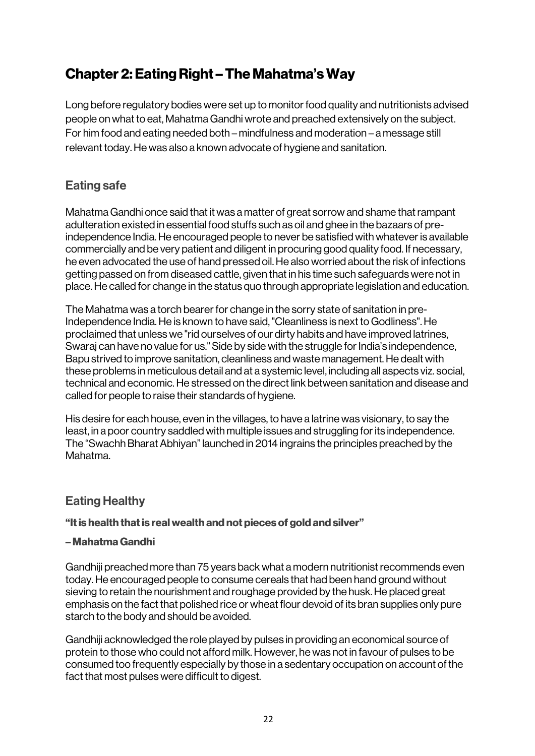# Chapter 2: Eating Right – The Mahatma's Way

Long before regulatory bodies were set up to monitor food quality and nutritionists advised people on what to eat, Mahatma Gandhi wrote and preached extensively on the subject. For him food and eating needed both – mindfulness and moderation – a message still relevant today. He was also a known advocate of hygiene and sanitation.

## Eating safe

Mahatma Gandhi once said that it was a matter of great sorrow and shame that rampant adulteration existed in essential food stuffs such as oil and ghee in the bazaars of pre-independence India. He encouraged people to never be satisfied with whatever is available commercially and be very patient and diligent in procuring good quality food. If necessary, he even advocated the use of hand pressed oil. He also worried about the risk of infections getting passed on from diseased cattle, given that in his time such safeguards were not in place. He called for change in the status quo through appropriate legislation and education.

The Mahatma was a torch bearer for change in the sorry state of sanitation in pre-Independence India. He is known to have said, "Cleanliness is next to Godliness". He proclaimed that unless we "rid ourselves of our dirty habits and have improved latrines, Swaraj can have no value for us." Side by side with the struggle for India's independence, Bapu strived to improve sanitation, cleanliness and waste management. He dealt with these problems in meticulous detail and at a systemic level, including all aspects viz. social, technical and economic. He stressed on the direct link between sanitation and disease and called for people to raise their standards of hygiene.

His desire for each house, even in the villages, to have a latrine was visionary, to say the least, in a poor country saddled with multiple issues and struggling for its independence. The "Swachh Bharat Abhiyan" launched in 2014 ingrains the principles preached by the Mahatma.

## Eating Healthy

**"It is health that is real wealth and not pieces of gold and silver"**

**– Mahatma Gandhi**

Gandhiji preached more than 75 years back what a modern nutritionist recommends even today. He encouraged people to consume cereals that had been hand ground without sieving to retain the nourishment and roughage provided by the husk. He placed great emphasis on the fact that polished rice or wheat flour devoid of its bran supplies only pure starch to the body and should be avoided.

Gandhiji acknowledged the role played by pulses in providing an economical source of protein to those who could not afford milk. However, he was not in favour of pulses to be consumed too frequently especially by those in a sedentary occupation on account of the fact that most pulses were difficult to digest.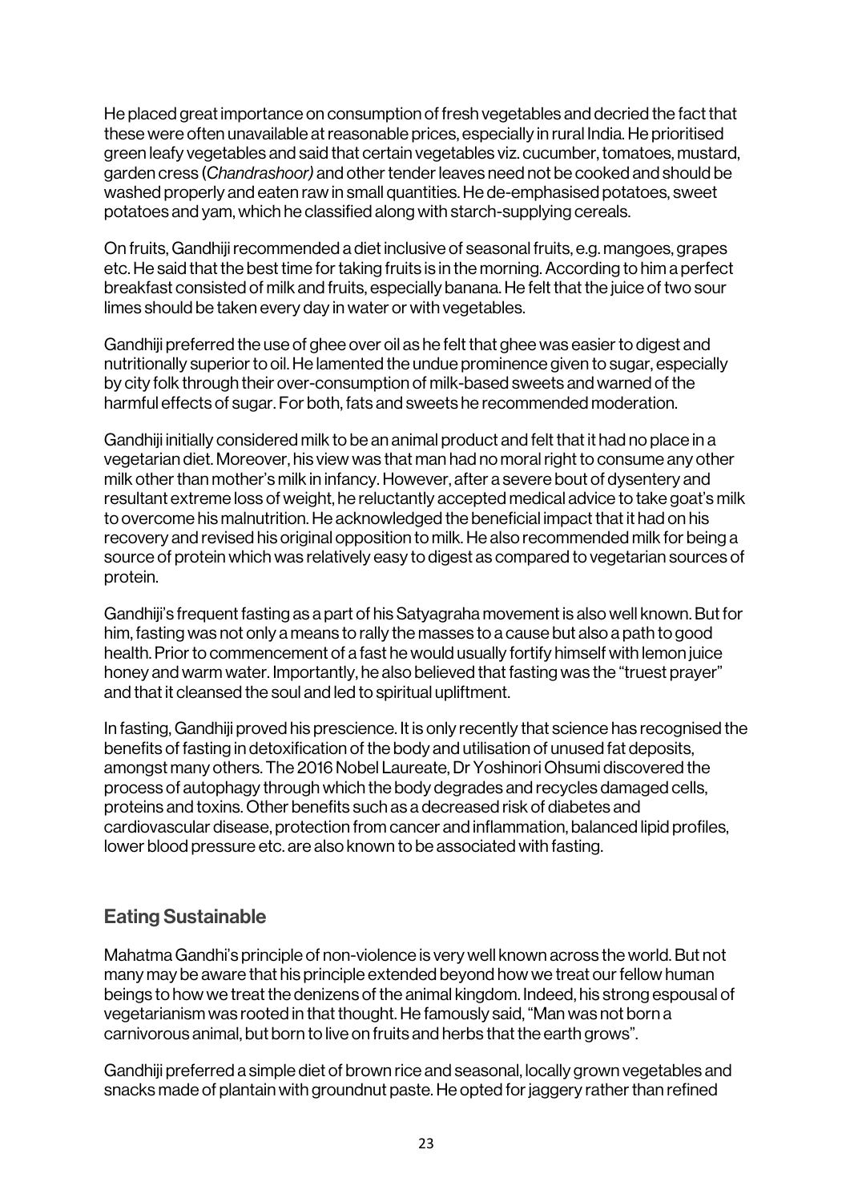He placed great importance on consumption of fresh vegetables and decried the fact that these were often unavailable at reasonable prices, especially in rural India. He prioritised green leafy vegetables and said that certain vegetables viz. cucumber, tomatoes, mustard, garden cress (*Chandrashoor)* and other tender leaves need not be cooked and should be washed properly and eaten raw in small quantities. He de-emphasised potatoes, sweet potatoes and yam, which he classified along with starch-supplying cereals.

On fruits, Gandhiji recommended a diet inclusive of seasonal fruits, e.g. mangoes, grapes etc. He said that the best time for taking fruits is in the morning. According to him a perfect breakfast consisted of milk and fruits, especially banana. He felt that the juice of two sour limes should be taken every day in water or with vegetables.

Gandhiji preferred the use of ghee over oil as he felt that ghee was easier to digest and nutritionally superior to oil. He lamented the undue prominence given to sugar, especially by city folk through their over-consumption of milk-based sweets and warned of the harmful effects of sugar. For both, fats and sweets he recommended moderation.

Gandhiji initially considered milk to be an animal product and felt that it had no place in a vegetarian diet. Moreover, his view was that man had no moral right to consume any other milk other than mother's milk in infancy. However, after a severe bout of dysentery and resultant extreme loss of weight, he reluctantly accepted medical advice to take goat's milk to overcome his malnutrition. He acknowledged the beneficial impact that it had on his recovery and revised his original opposition to milk. He also recommended milk for being a source of protein which was relatively easy to digest as compared to vegetarian sources of protein.

Gandhiji's frequent fasting as a part of his Satyagraha movement is also well known. But for him, fasting was not only a means to rally the masses to a cause but also a path to good health. Prior to commencement of a fast he would usually fortify himself with lemon juice honey and warm water. Importantly, he also believed that fasting was the "truest prayer" and that it cleansed the soul and led to spiritual upliftment.

In fasting, Gandhiji proved his prescience. It is only recently that science has recognised the benefits of fasting in detoxification of the body and utilisation of unused fat deposits, amongst many others. The 2016 Nobel Laureate, Dr Yoshinori Ohsumi discovered the process of autophagy through which the body degrades and recycles damaged cells, proteins and toxins. Other benefits such as a decreased risk of diabetes and cardiovascular disease, protection from cancer and inflammation, balanced lipid profiles, lower blood pressure etc. are also known to be associated with fasting.

## Eating Sustainable

Mahatma Gandhi's principle of non-violence is very well known across the world. But not many may be aware that his principle extended beyond how we treat our fellow human beings to how we treat the denizens of the animal kingdom. Indeed, his strong espousal of vegetarianism was rooted in that thought. He famously said, "Man was not born a carnivorous animal, but born to live on fruits and herbs that the earth grows".

Gandhiji preferred a simple diet of brown rice and seasonal, locally grown vegetables and snacks made of plantain with groundnut paste. He opted for jaggery rather than refined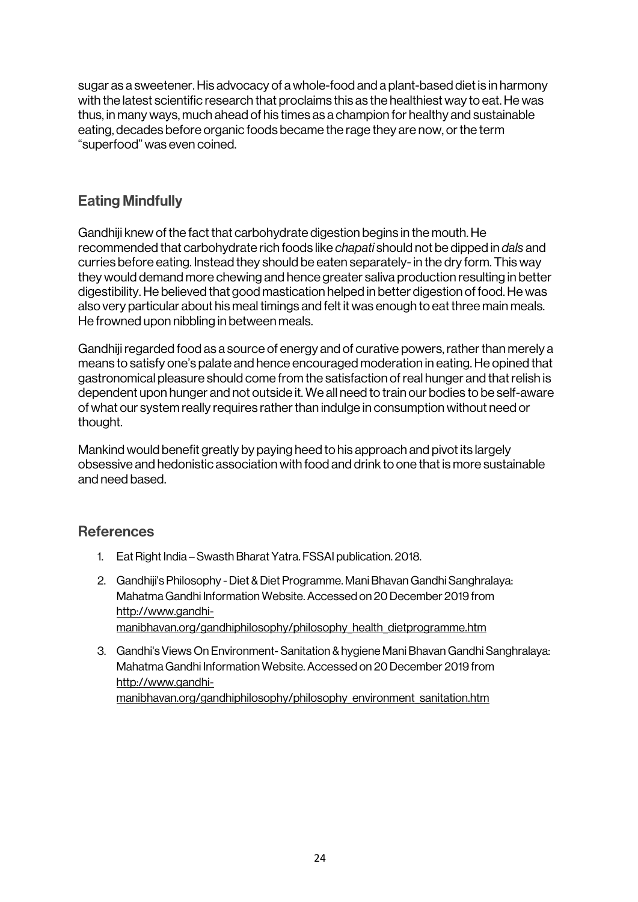sugar as a sweetener. His advocacy of a whole-food and a plant-based diet is in harmony with the latest scientific research that proclaims this as the healthiest way to eat. He was thus, in many ways, much ahead of his times as a champion for healthy and sustainable eating, decades before organic foods became the rage they are now, or the term "superfood" was even coined.

## Eating Mindfully

Gandhiji knew of the fact that carbohydrate digestion begins in the mouth. He recommended that carbohydrate rich foods like *chapati* should not be dipped in *dals* and curries before eating. Instead they should be eaten separately- in the dry form. This way they would demand more chewing and hence greater saliva production resulting in better digestibility. He believed that good mastication helped in better digestion of food. He was also very particular about his meal timings and felt it was enough to eat three main meals. He frowned upon nibbling in between meals.

Gandhiji regarded food as a source of energy and of curative powers, rather than merely a means to satisfy one's palate and hence encouraged moderation in eating. He opined that gastronomical pleasure should come from the satisfaction of real hunger and that relish is dependent upon hunger and not outside it. We all need to train our bodies to be self-aware of what our system really requires rather than indulge in consumption without need or thought.

Mankind would benefit greatly by paying heed to his approach and pivot its largely obsessive and hedonistic association with food and drink to one that is more sustainable and need based.

## References

1. Eat Right India – Swasth Bharat Yatra. FSSAI publication. 2018.
2. Gandhiji's Philosophy - Diet & Diet Programme. Mani Bhavan Gandhi Sanghralaya: Mahatma Gandhi Information Website. Accessed on 20 December 2019 from http://www.gandhi-manibhavan.org/gandhiphilosophy/philosophy_health_dietprogramme.htm
3. Gandhi's Views On Environment- Sanitation & hygiene Mani Bhavan Gandhi Sanghralaya: Mahatma Gandhi Information Website. Accessed on 20 December 2019 from http://www.gandhi-manibhavan.org/gandhiphilosophy/philosophy_environment_sanitation.htm